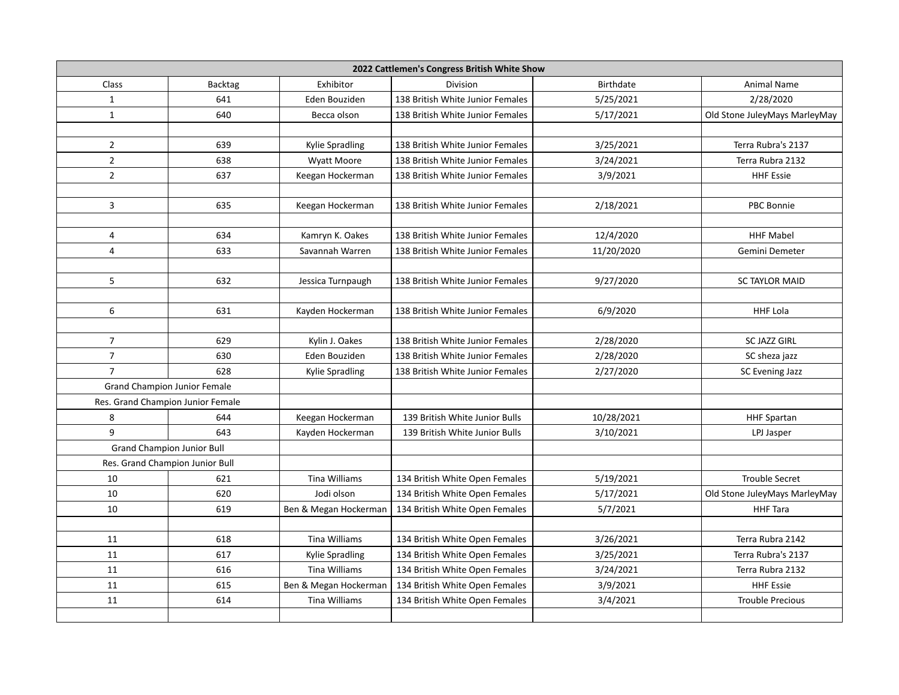| 2022 Cattlemen's Congress British White Show | | | | | |
|---|---|---|---|---|---|
| Class | Backtag | Exhibitor | Division | Birthdate | Animal Name |
| 1 | 641 | Eden Bouziden | 138 British White Junior Females | 5/25/2021 | 2/28/2020 |
| 1 | 640 | Becca olson | 138 British White Junior Females | 5/17/2021 | Old Stone JuleyMays MarleyMay |
| | | | | | |
| 2 | 639 | Kylie Spradling | 138 British White Junior Females | 3/25/2021 | Terra Rubra's 2137 |
| 2 | 638 | Wyatt Moore | 138 British White Junior Females | 3/24/2021 | Terra Rubra 2132 |
| 2 | 637 | Keegan Hockerman | 138 British White Junior Females | 3/9/2021 | HHF Essie |
| | | | | | |
| 3 | 635 | Keegan Hockerman | 138 British White Junior Females | 2/18/2021 | PBC Bonnie |
| | | | | | |
| 4 | 634 | Kamryn K. Oakes | 138 British White Junior Females | 12/4/2020 | HHF Mabel |
| 4 | 633 | Savannah Warren | 138 British White Junior Females | 11/20/2020 | Gemini Demeter |
| | | | | | |
| 5 | 632 | Jessica Turnpaugh | 138 British White Junior Females | 9/27/2020 | SC TAYLOR MAID |
| | | | | | |
| 6 | 631 | Kayden Hockerman | 138 British White Junior Females | 6/9/2020 | HHF Lola |
| | | | | | |
| 7 | 629 | Kylin J. Oakes | 138 British White Junior Females | 2/28/2020 | SC JAZZ GIRL |
| 7 | 630 | Eden Bouziden | 138 British White Junior Females | 2/28/2020 | SC sheza jazz |
| 7 | 628 | Kylie Spradling | 138 British White Junior Females | 2/27/2020 | SC Evening Jazz |
| Grand Champion Junior Female | | | | | |
| Res. Grand Champion Junior Female | | | | | |
| 8 | 644 | Keegan Hockerman | 139 British White Junior Bulls | 10/28/2021 | HHF Spartan |
| 9 | 643 | Kayden Hockerman | 139 British White Junior Bulls | 3/10/2021 | LPJ Jasper |
| Grand Champion Junior Bull | | | | | |
| Res. Grand Champion Junior Bull | | | | | |
| 10 | 621 | Tina Williams | 134 British White Open Females | 5/19/2021 | Trouble Secret |
| 10 | 620 | Jodi olson | 134 British White Open Females | 5/17/2021 | Old Stone JuleyMays MarleyMay |
| 10 | 619 | Ben & Megan Hockerman | 134 British White Open Females | 5/7/2021 | HHF Tara |
| | | | | | |
| 11 | 618 | Tina Williams | 134 British White Open Females | 3/26/2021 | Terra Rubra 2142 |
| 11 | 617 | Kylie Spradling | 134 British White Open Females | 3/25/2021 | Terra Rubra's 2137 |
| 11 | 616 | Tina Williams | 134 British White Open Females | 3/24/2021 | Terra Rubra 2132 |
| 11 | 615 | Ben & Megan Hockerman | 134 British White Open Females | 3/9/2021 | HHF Essie |
| 11 | 614 | Tina Williams | 134 British White Open Females | 3/4/2021 | Trouble Precious |
| | | | | | |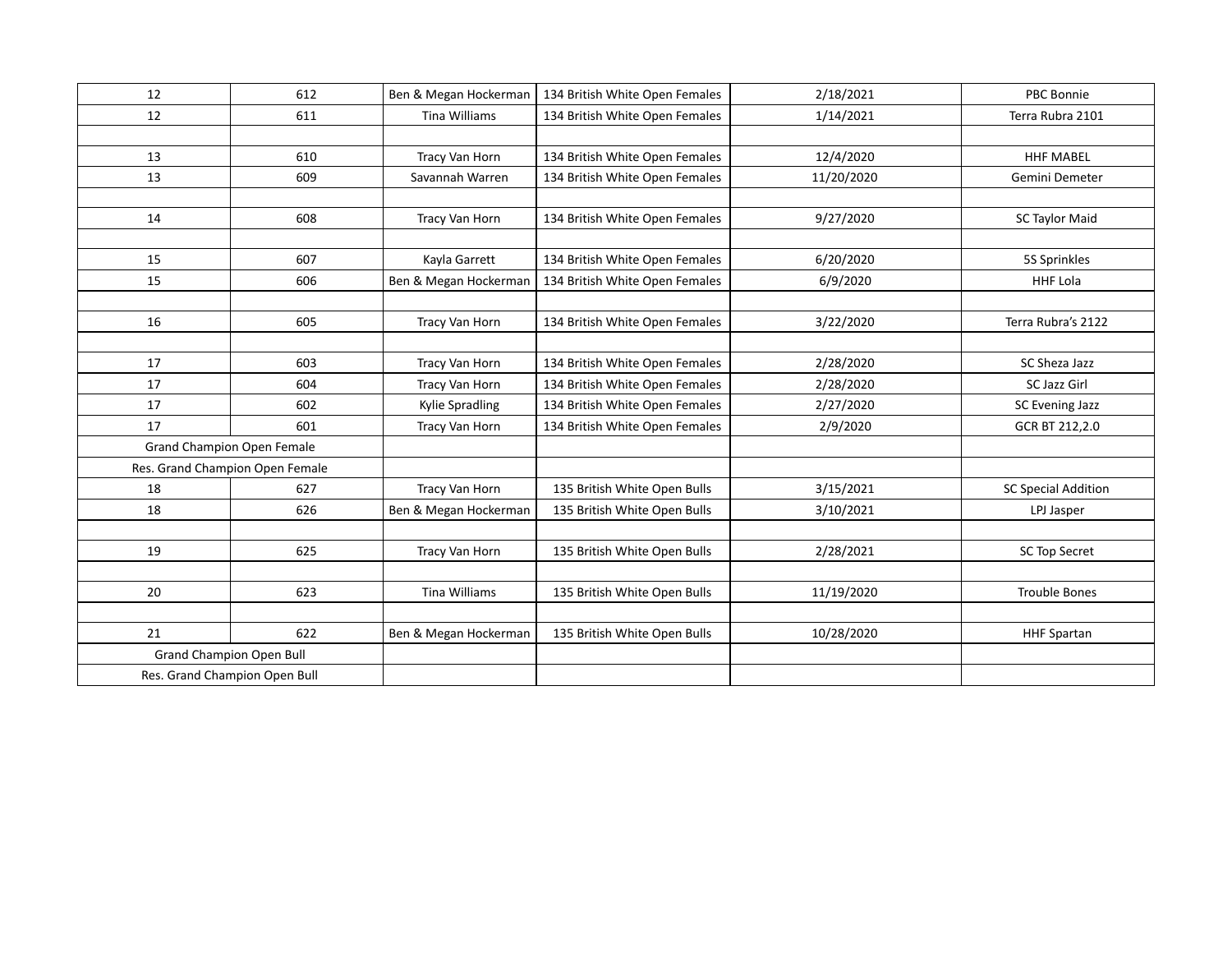| | | | | | |
|---|---|---|---|---|---|
| 12 | 612 | Ben & Megan Hockerman | 134 British White Open Females | 2/18/2021 | PBC Bonnie |
| 12 | 611 | Tina Williams | 134 British White Open Females | 1/14/2021 | Terra Rubra 2101 |
| | | | | | |
| 13 | 610 | Tracy Van Horn | 134 British White Open Females | 12/4/2020 | HHF MABEL |
| 13 | 609 | Savannah Warren | 134 British White Open Females | 11/20/2020 | Gemini Demeter |
| | | | | | |
| 14 | 608 | Tracy Van Horn | 134 British White Open Females | 9/27/2020 | SC Taylor Maid |
| | | | | | |
| 15 | 607 | Kayla Garrett | 134 British White Open Females | 6/20/2020 | 5S Sprinkles |
| 15 | 606 | Ben & Megan Hockerman | 134 British White Open Females | 6/9/2020 | HHF Lola |
| | | | | | |
| 16 | 605 | Tracy Van Horn | 134 British White Open Females | 3/22/2020 | Terra Rubra's 2122 |
| | | | | | |
| 17 | 603 | Tracy Van Horn | 134 British White Open Females | 2/28/2020 | SC Sheza Jazz |
| 17 | 604 | Tracy Van Horn | 134 British White Open Females | 2/28/2020 | SC Jazz Girl |
| 17 | 602 | Kylie Spradling | 134 British White Open Females | 2/27/2020 | SC Evening Jazz |
| 17 | 601 | Tracy Van Horn | 134 British White Open Females | 2/9/2020 | GCR BT 212,2.0 |
| Grand Champion Open Female | | | | | |
| Res. Grand Champion Open Female | | | | | |
| 18 | 627 | Tracy Van Horn | 135 British White Open Bulls | 3/15/2021 | SC Special Addition |
| 18 | 626 | Ben & Megan Hockerman | 135 British White Open Bulls | 3/10/2021 | LPJ Jasper |
| | | | | | |
| 19 | 625 | Tracy Van Horn | 135 British White Open Bulls | 2/28/2021 | SC Top Secret |
| | | | | | |
| 20 | 623 | Tina Williams | 135 British White Open Bulls | 11/19/2020 | Trouble Bones |
| | | | | | |
| 21 | 622 | Ben & Megan Hockerman | 135 British White Open Bulls | 10/28/2020 | HHF Spartan |
| Grand Champion Open Bull | | | | | |
| Res. Grand Champion Open Bull | | | | | |